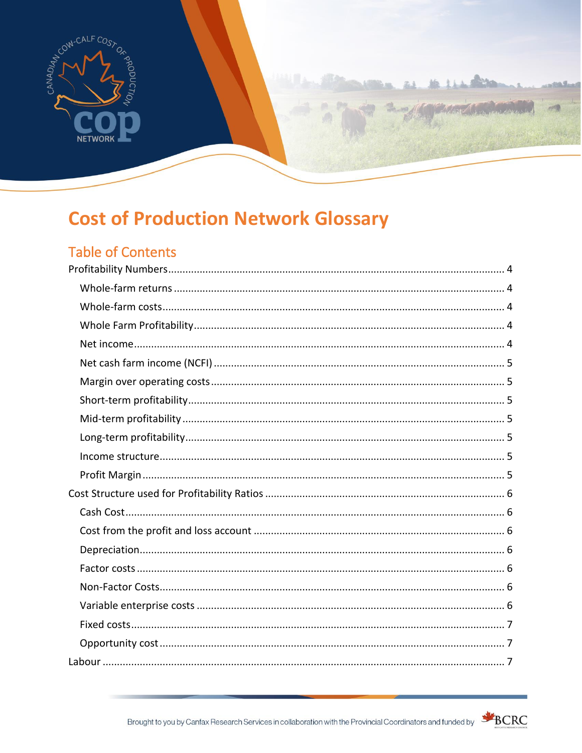# Cost of Production Network Glossary

## Table of Contents

- Profitability Numbers ........ 4
  - Whole-farm returns ........ 4
  - Whole-farm costs ........ 4
  - Whole Farm Profitability ........ 4
  - Net income ........ 4
  - Net cash farm income (NCFI) ........ 5
  - Margin over operating costs ........ 5
  - Short-term profitability ........ 5
  - Mid-term profitability ........ 5
  - Long-term profitability ........ 5
  - Income structure ........ 5
  - Profit Margin ........ 5
- Cost Structure used for Profitability Ratios ........ 6
  - Cash Cost ........ 6
  - Cost from the profit and loss account ........ 6
  - Depreciation ........ 6
  - Factor costs ........ 6
  - Non-Factor Costs ........ 6
  - Variable enterprise costs ........ 6
  - Fixed costs ........ 7
  - Opportunity cost ........ 7
- Labour ........ 7

Brought to you by Canfax Research Services in collaboration with the Provincial Coordinators and funded by BCRC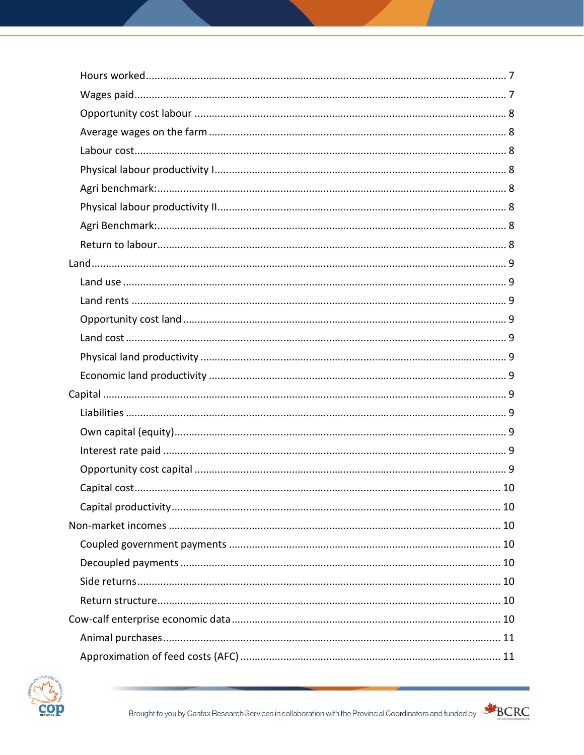- Hours worked ........ 7
- Wages paid ........ 7
- Opportunity cost labour ........ 8
- Average wages on the farm ........ 8
- Labour cost ........ 8
- Physical labour productivity I ........ 8
- Agri benchmark: ........ 8
- Physical labour productivity II ........ 8
- Agri Benchmark: ........ 8
- Return to labour ........ 8

Land ........ 9

- Land use ........ 9
- Land rents ........ 9
- Opportunity cost land ........ 9
- Land cost ........ 9
- Physical land productivity ........ 9
- Economic land productivity ........ 9

Capital ........ 9

- Liabilities ........ 9
- Own capital (equity) ........ 9
- Interest rate paid ........ 9
- Opportunity cost capital ........ 9
- Capital cost ........ 10
- Capital productivity ........ 10

Non-market incomes ........ 10

- Coupled government payments ........ 10
- Decoupled payments ........ 10
- Side returns ........ 10
- Return structure ........ 10

Cow-calf enterprise economic data ........ 10

- Animal purchases ........ 11
- Approximation of feed costs (AFC) ........ 11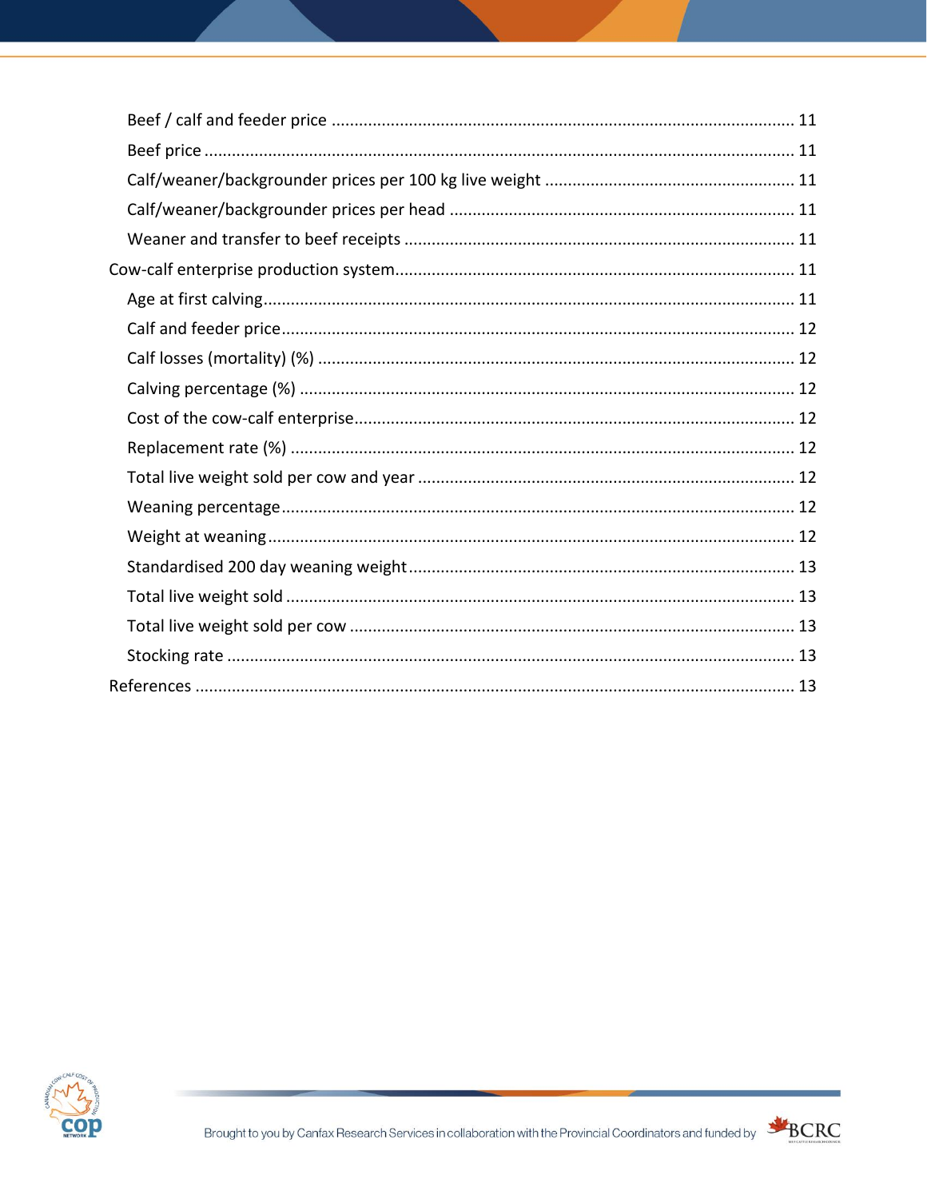- Beef / calf and feeder price ..... 11
- Beef price ..... 11
- Calf/weaner/backgrounder prices per 100 kg live weight ..... 11
- Calf/weaner/backgrounder prices per head ..... 11
- Weaner and transfer to beef receipts ..... 11

Cow-calf enterprise production system ..... 11

- Age at first calving ..... 11
- Calf and feeder price ..... 12
- Calf losses (mortality) (%) ..... 12
- Calving percentage (%) ..... 12
- Cost of the cow-calf enterprise ..... 12
- Replacement rate (%) ..... 12
- Total live weight sold per cow and year ..... 12
- Weaning percentage ..... 12
- Weight at weaning ..... 12
- Standardised 200 day weaning weight ..... 13
- Total live weight sold ..... 13
- Total live weight sold per cow ..... 13
- Stocking rate ..... 13

References ..... 13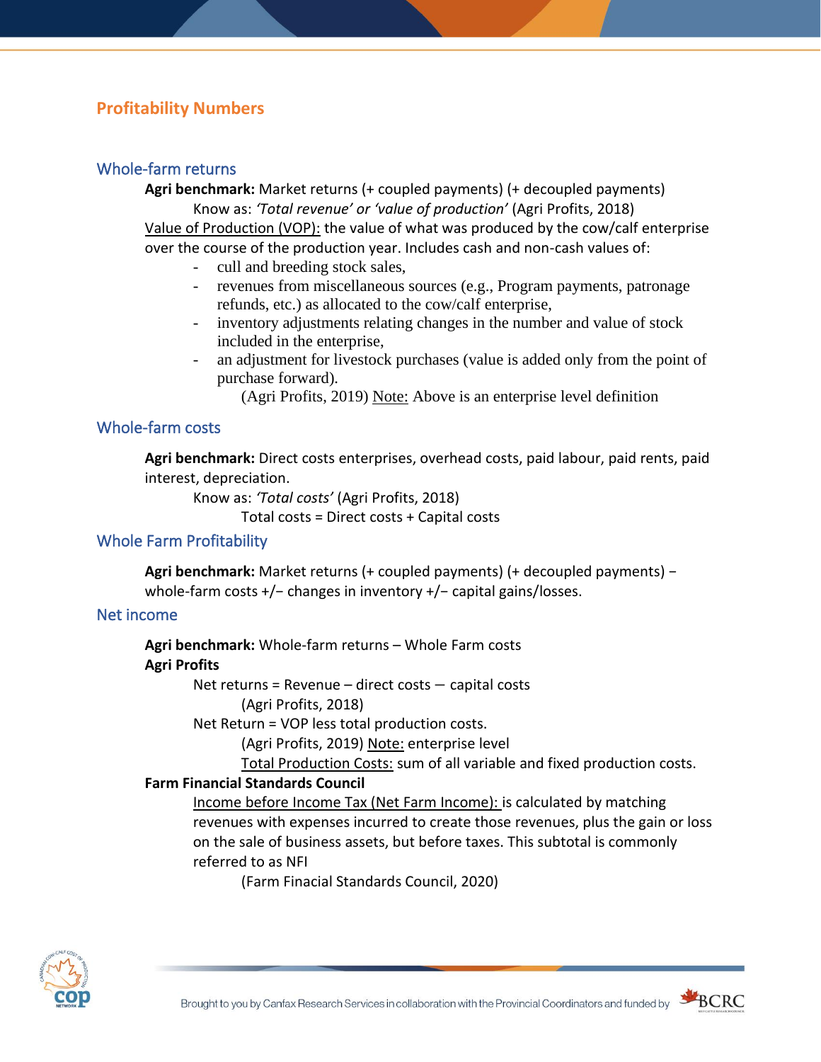## Profitability Numbers

### Whole-farm returns

**Agri benchmark:** Market returns (+ coupled payments) (+ decoupled payments)

Know as: *'Total revenue' or 'value of production'* (Agri Profits, 2018)

Value of Production (VOP): the value of what was produced by the cow/calf enterprise over the course of the production year. Includes cash and non-cash values of:

- cull and breeding stock sales,
- revenues from miscellaneous sources (e.g., Program payments, patronage refunds, etc.) as allocated to the cow/calf enterprise,
- inventory adjustments relating changes in the number and value of stock included in the enterprise,
- an adjustment for livestock purchases (value is added only from the point of purchase forward).

(Agri Profits, 2019) Note: Above is an enterprise level definition

### Whole-farm costs

**Agri benchmark:** Direct costs enterprises, overhead costs, paid labour, paid rents, paid interest, depreciation.

Know as: *'Total costs'* (Agri Profits, 2018)

Total costs = Direct costs + Capital costs

### Whole Farm Profitability

**Agri benchmark:** Market returns (+ coupled payments) (+ decoupled payments) − whole-farm costs +/− changes in inventory +/− capital gains/losses.

### Net income

**Agri benchmark:** Whole-farm returns – Whole Farm costs

**Agri Profits**

Net returns = Revenue – direct costs — capital costs

(Agri Profits, 2018)

Net Return = VOP less total production costs.

(Agri Profits, 2019) Note: enterprise level

Total Production Costs: sum of all variable and fixed production costs.

**Farm Financial Standards Council**

Income before Income Tax (Net Farm Income): is calculated by matching revenues with expenses incurred to create those revenues, plus the gain or loss on the sale of business assets, but before taxes. This subtotal is commonly referred to as NFI

(Farm Finacial Standards Council, 2020)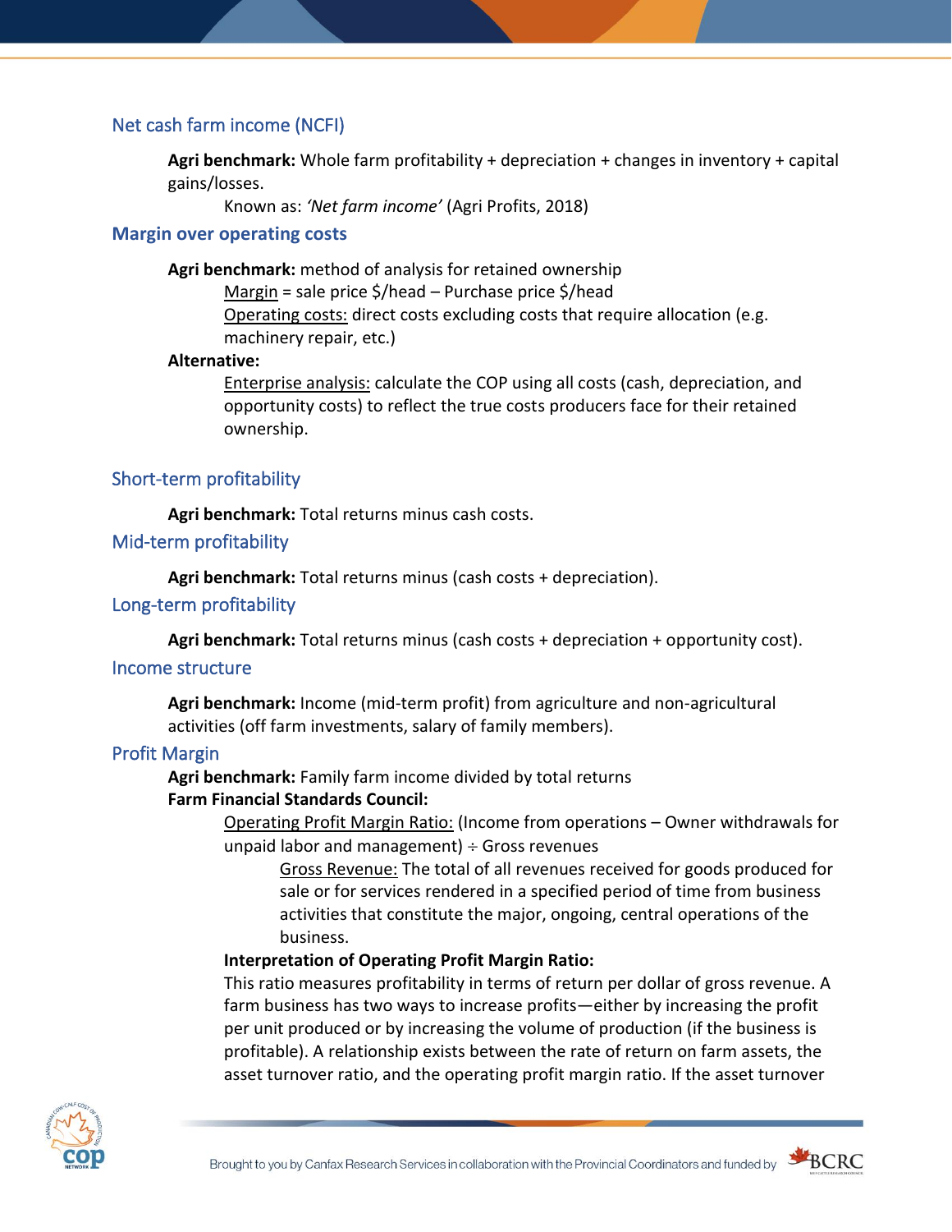## Net cash farm income (NCFI)

**Agri benchmark:** Whole farm profitability + depreciation + changes in inventory + capital gains/losses.

Known as: *'Net farm income'* (Agri Profits, 2018)

## Margin over operating costs

**Agri benchmark:** method of analysis for retained ownership

Margin = sale price $/head – Purchase price $/head

Operating costs: direct costs excluding costs that require allocation (e.g. machinery repair, etc.)

**Alternative:**

Enterprise analysis: calculate the COP using all costs (cash, depreciation, and opportunity costs) to reflect the true costs producers face for their retained ownership.

## Short-term profitability

**Agri benchmark:** Total returns minus cash costs.

## Mid-term profitability

**Agri benchmark:** Total returns minus (cash costs + depreciation).

## Long-term profitability

**Agri benchmark:** Total returns minus (cash costs + depreciation + opportunity cost).

## Income structure

**Agri benchmark:** Income (mid-term profit) from agriculture and non-agricultural activities (off farm investments, salary of family members).

## Profit Margin

**Agri benchmark:** Family farm income divided by total returns

**Farm Financial Standards Council:**

Operating Profit Margin Ratio: (Income from operations – Owner withdrawals for unpaid labor and management) ÷ Gross revenues

Gross Revenue: The total of all revenues received for goods produced for sale or for services rendered in a specified period of time from business activities that constitute the major, ongoing, central operations of the business.

**Interpretation of Operating Profit Margin Ratio:**

This ratio measures profitability in terms of return per dollar of gross revenue. A farm business has two ways to increase profits—either by increasing the profit per unit produced or by increasing the volume of production (if the business is profitable). A relationship exists between the rate of return on farm assets, the asset turnover ratio, and the operating profit margin ratio. If the asset turnover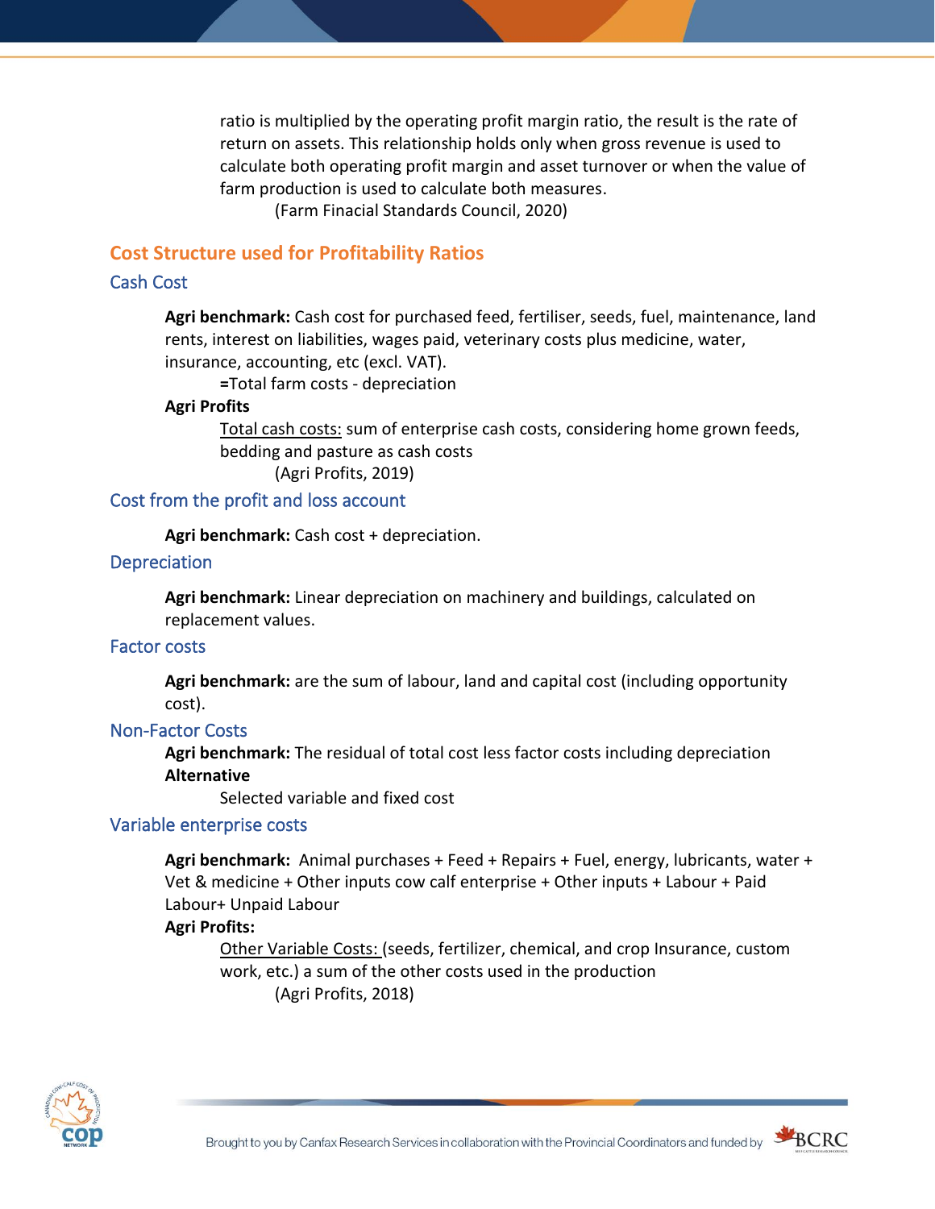ratio is multiplied by the operating profit margin ratio, the result is the rate of return on assets. This relationship holds only when gross revenue is used to calculate both operating profit margin and asset turnover or when the value of farm production is used to calculate both measures.

(Farm Finacial Standards Council, 2020)

## Cost Structure used for Profitability Ratios

### Cash Cost

**Agri benchmark:** Cash cost for purchased feed, fertiliser, seeds, fuel, maintenance, land rents, interest on liabilities, wages paid, veterinary costs plus medicine, water, insurance, accounting, etc (excl. VAT).

=Total farm costs - depreciation

**Agri Profits**

Total cash costs: sum of enterprise cash costs, considering home grown feeds, bedding and pasture as cash costs

(Agri Profits, 2019)

### Cost from the profit and loss account

**Agri benchmark:** Cash cost + depreciation.

### Depreciation

**Agri benchmark:** Linear depreciation on machinery and buildings, calculated on replacement values.

### Factor costs

**Agri benchmark:** are the sum of labour, land and capital cost (including opportunity cost).

### Non-Factor Costs

**Agri benchmark:** The residual of total cost less factor costs including depreciation

**Alternative**

Selected variable and fixed cost

### Variable enterprise costs

**Agri benchmark:** Animal purchases + Feed + Repairs + Fuel, energy, lubricants, water + Vet & medicine + Other inputs cow calf enterprise + Other inputs + Labour + Paid Labour+ Unpaid Labour

**Agri Profits:**

Other Variable Costs: (seeds, fertilizer, chemical, and crop Insurance, custom work, etc.) a sum of the other costs used in the production

(Agri Profits, 2018)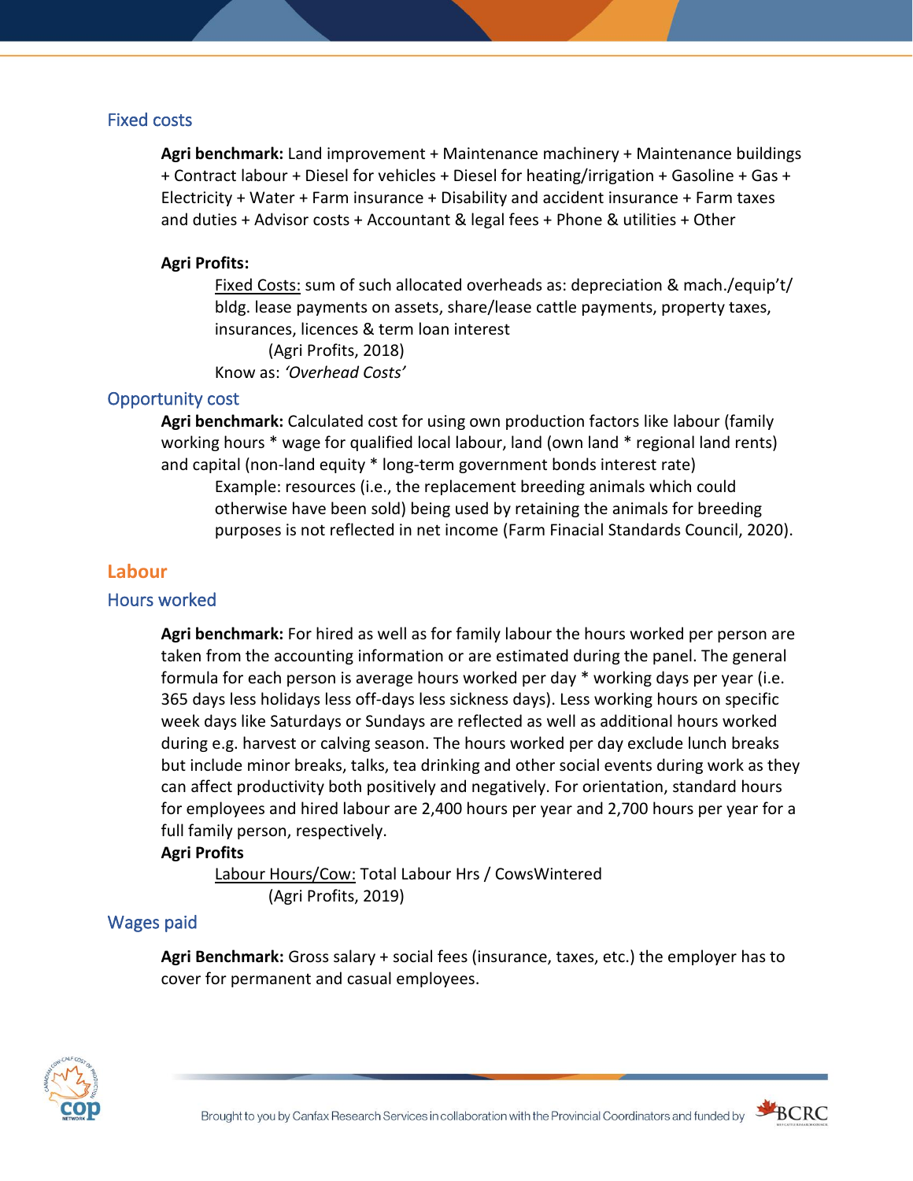### Fixed costs

**Agri benchmark:** Land improvement + Maintenance machinery + Maintenance buildings + Contract labour + Diesel for vehicles + Diesel for heating/irrigation + Gasoline + Gas + Electricity + Water + Farm insurance + Disability and accident insurance + Farm taxes and duties + Advisor costs + Accountant & legal fees + Phone & utilities + Other

**Agri Profits:**

Fixed Costs: sum of such allocated overheads as: depreciation & mach./equip't/ bldg. lease payments on assets, share/lease cattle payments, property taxes, insurances, licences & term loan interest
(Agri Profits, 2018)

Know as: *'Overhead Costs'*

### Opportunity cost

**Agri benchmark:** Calculated cost for using own production factors like labour (family working hours * wage for qualified local labour, land (own land * regional land rents) and capital (non-land equity * long-term government bonds interest rate)

Example: resources (i.e., the replacement breeding animals which could otherwise have been sold) being used by retaining the animals for breeding purposes is not reflected in net income (Farm Finacial Standards Council, 2020).

## Labour

### Hours worked

**Agri benchmark:** For hired as well as for family labour the hours worked per person are taken from the accounting information or are estimated during the panel. The general formula for each person is average hours worked per day * working days per year (i.e. 365 days less holidays less off-days less sickness days). Less working hours on specific week days like Saturdays or Sundays are reflected as well as additional hours worked during e.g. harvest or calving season. The hours worked per day exclude lunch breaks but include minor breaks, talks, tea drinking and other social events during work as they can affect productivity both positively and negatively. For orientation, standard hours for employees and hired labour are 2,400 hours per year and 2,700 hours per year for a full family person, respectively.

**Agri Profits**

Labour Hours/Cow: Total Labour Hrs / CowsWintered
(Agri Profits, 2019)

### Wages paid

**Agri Benchmark:** Gross salary + social fees (insurance, taxes, etc.) the employer has to cover for permanent and casual employees.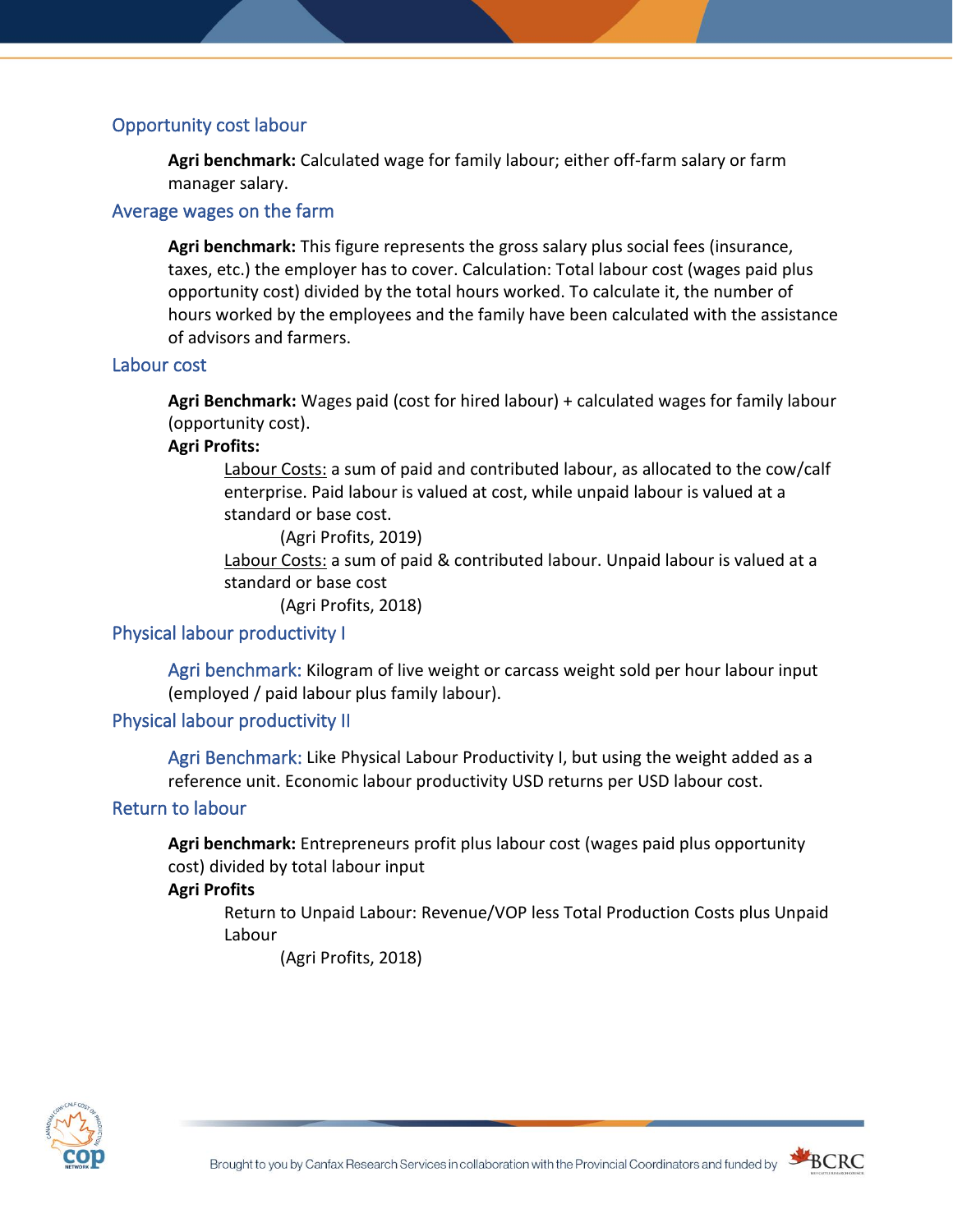## Opportunity cost labour

**Agri benchmark:** Calculated wage for family labour; either off-farm salary or farm manager salary.

## Average wages on the farm

**Agri benchmark:** This figure represents the gross salary plus social fees (insurance, taxes, etc.) the employer has to cover. Calculation: Total labour cost (wages paid plus opportunity cost) divided by the total hours worked. To calculate it, the number of hours worked by the employees and the family have been calculated with the assistance of advisors and farmers.

## Labour cost

**Agri Benchmark:** Wages paid (cost for hired labour) + calculated wages for family labour (opportunity cost).

**Agri Profits:**

Labour Costs: a sum of paid and contributed labour, as allocated to the cow/calf enterprise. Paid labour is valued at cost, while unpaid labour is valued at a standard or base cost.

(Agri Profits, 2019)

Labour Costs: a sum of paid & contributed labour. Unpaid labour is valued at a standard or base cost

(Agri Profits, 2018)

## Physical labour productivity I

Agri benchmark: Kilogram of live weight or carcass weight sold per hour labour input (employed / paid labour plus family labour).

## Physical labour productivity II

Agri Benchmark: Like Physical Labour Productivity I, but using the weight added as a reference unit. Economic labour productivity USD returns per USD labour cost.

## Return to labour

**Agri benchmark:** Entrepreneurs profit plus labour cost (wages paid plus opportunity cost) divided by total labour input

**Agri Profits**

Return to Unpaid Labour: Revenue/VOP less Total Production Costs plus Unpaid Labour

(Agri Profits, 2018)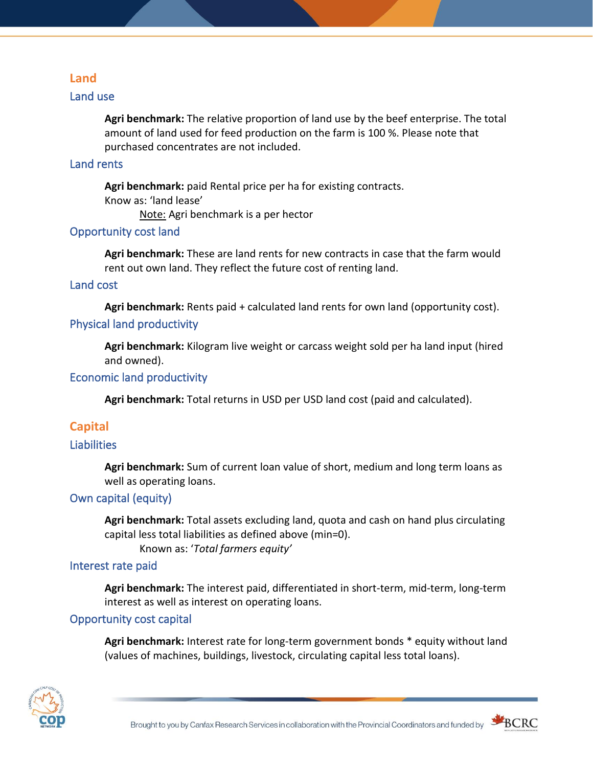## Land

### Land use

**Agri benchmark:** The relative proportion of land use by the beef enterprise. The total amount of land used for feed production on the farm is 100 %. Please note that purchased concentrates are not included.

### Land rents

**Agri benchmark:** paid Rental price per ha for existing contracts.
Know as: 'land lease'
Note: Agri benchmark is a per hector

### Opportunity cost land

**Agri benchmark:** These are land rents for new contracts in case that the farm would rent out own land. They reflect the future cost of renting land.

### Land cost

**Agri benchmark:** Rents paid + calculated land rents for own land (opportunity cost).

### Physical land productivity

**Agri benchmark:** Kilogram live weight or carcass weight sold per ha land input (hired and owned).

### Economic land productivity

**Agri benchmark:** Total returns in USD per USD land cost (paid and calculated).

## Capital

### Liabilities

**Agri benchmark:** Sum of current loan value of short, medium and long term loans as well as operating loans.

### Own capital (equity)

**Agri benchmark:** Total assets excluding land, quota and cash on hand plus circulating capital less total liabilities as defined above (min=0).
Known as: '*Total farmers equity*'

### Interest rate paid

**Agri benchmark:** The interest paid, differentiated in short-term, mid-term, long-term interest as well as interest on operating loans.

### Opportunity cost capital

**Agri benchmark:** Interest rate for long-term government bonds * equity without land (values of machines, buildings, livestock, circulating capital less total loans).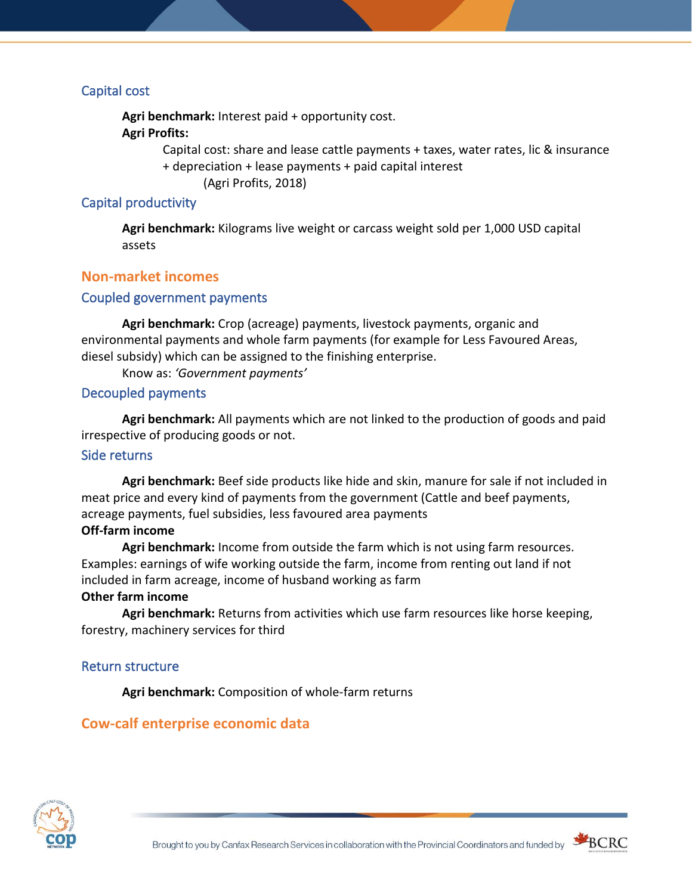### Capital cost

**Agri benchmark:** Interest paid + opportunity cost.

**Agri Profits:**

Capital cost: share and lease cattle payments + taxes, water rates, lic & insurance + depreciation + lease payments + paid capital interest

(Agri Profits, 2018)

### Capital productivity

**Agri benchmark:** Kilograms live weight or carcass weight sold per 1,000 USD capital assets

## Non-market incomes

### Coupled government payments

**Agri benchmark:** Crop (acreage) payments, livestock payments, organic and environmental payments and whole farm payments (for example for Less Favoured Areas, diesel subsidy) which can be assigned to the finishing enterprise.

Know as: *'Government payments'*

### Decoupled payments

**Agri benchmark:** All payments which are not linked to the production of goods and paid irrespective of producing goods or not.

### Side returns

**Agri benchmark:** Beef side products like hide and skin, manure for sale if not included in meat price and every kind of payments from the government (Cattle and beef payments, acreage payments, fuel subsidies, less favoured area payments

**Off-farm income**

**Agri benchmark:** Income from outside the farm which is not using farm resources. Examples: earnings of wife working outside the farm, income from renting out land if not included in farm acreage, income of husband working as farm

**Other farm income**

**Agri benchmark:** Returns from activities which use farm resources like horse keeping, forestry, machinery services for third

### Return structure

**Agri benchmark:** Composition of whole-farm returns

## Cow-calf enterprise economic data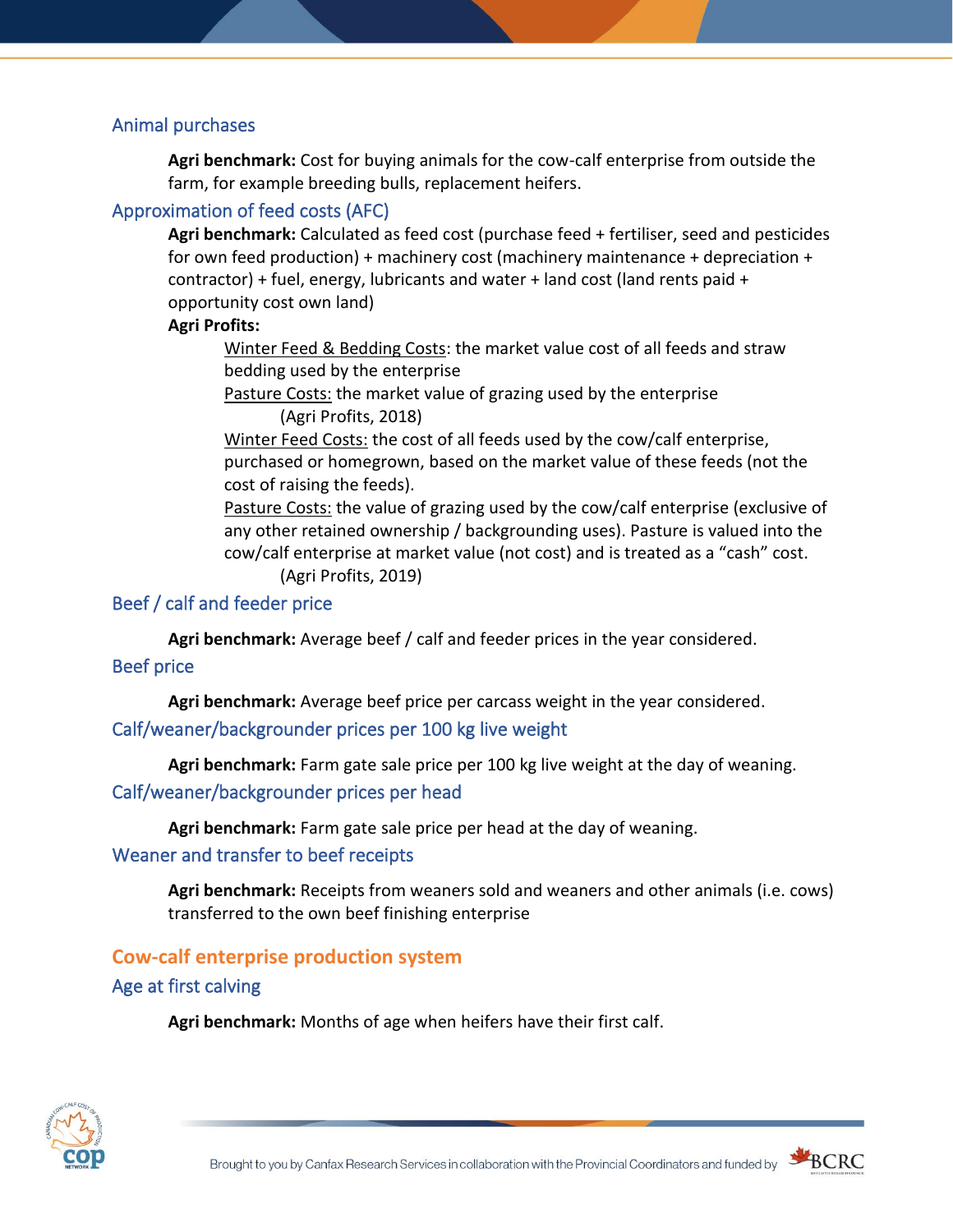### Animal purchases

**Agri benchmark:** Cost for buying animals for the cow-calf enterprise from outside the farm, for example breeding bulls, replacement heifers.

### Approximation of feed costs (AFC)

**Agri benchmark:** Calculated as feed cost (purchase feed + fertiliser, seed and pesticides for own feed production) + machinery cost (machinery maintenance + depreciation + contractor) + fuel, energy, lubricants and water + land cost (land rents paid + opportunity cost own land)

**Agri Profits:**

Winter Feed & Bedding Costs: the market value cost of all feeds and straw bedding used by the enterprise

Pasture Costs: the market value of grazing used by the enterprise

(Agri Profits, 2018)

Winter Feed Costs: the cost of all feeds used by the cow/calf enterprise, purchased or homegrown, based on the market value of these feeds (not the cost of raising the feeds).

Pasture Costs: the value of grazing used by the cow/calf enterprise (exclusive of any other retained ownership / backgrounding uses). Pasture is valued into the cow/calf enterprise at market value (not cost) and is treated as a "cash" cost.

(Agri Profits, 2019)

### Beef / calf and feeder price

**Agri benchmark:** Average beef / calf and feeder prices in the year considered.

### Beef price

**Agri benchmark:** Average beef price per carcass weight in the year considered.

### Calf/weaner/backgrounder prices per 100 kg live weight

**Agri benchmark:** Farm gate sale price per 100 kg live weight at the day of weaning.

### Calf/weaner/backgrounder prices per head

**Agri benchmark:** Farm gate sale price per head at the day of weaning.

### Weaner and transfer to beef receipts

**Agri benchmark:** Receipts from weaners sold and weaners and other animals (i.e. cows) transferred to the own beef finishing enterprise

## Cow-calf enterprise production system

### Age at first calving

**Agri benchmark:** Months of age when heifers have their first calf.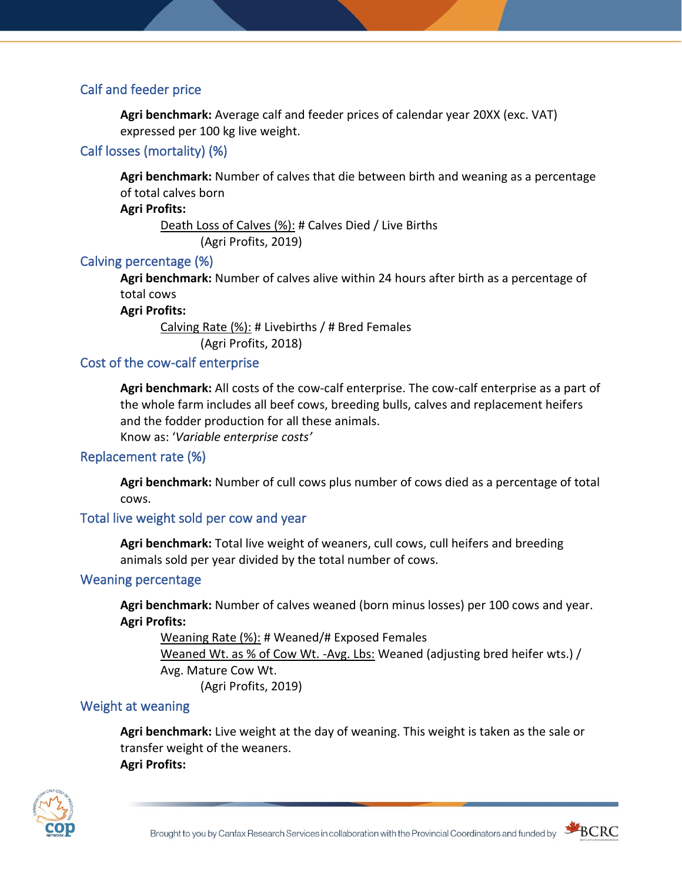## Calf and feeder price

**Agri benchmark:** Average calf and feeder prices of calendar year 20XX (exc. VAT) expressed per 100 kg live weight.

## Calf losses (mortality) (%)

**Agri benchmark:** Number of calves that die between birth and weaning as a percentage of total calves born

**Agri Profits:**

Death Loss of Calves (%): # Calves Died / Live Births

(Agri Profits, 2019)

## Calving percentage (%)

**Agri benchmark:** Number of calves alive within 24 hours after birth as a percentage of total cows

**Agri Profits:**

Calving Rate (%): # Livebirths / # Bred Females

(Agri Profits, 2018)

## Cost of the cow-calf enterprise

**Agri benchmark:** All costs of the cow-calf enterprise. The cow-calf enterprise as a part of the whole farm includes all beef cows, breeding bulls, calves and replacement heifers and the fodder production for all these animals.

Know as: '*Variable enterprise costs*'

## Replacement rate (%)

**Agri benchmark:** Number of cull cows plus number of cows died as a percentage of total cows.

## Total live weight sold per cow and year

**Agri benchmark:** Total live weight of weaners, cull cows, cull heifers and breeding animals sold per year divided by the total number of cows.

## Weaning percentage

**Agri benchmark:** Number of calves weaned (born minus losses) per 100 cows and year.

**Agri Profits:**

Weaning Rate (%): # Weaned/# Exposed Females

Weaned Wt. as % of Cow Wt. -Avg. Lbs: Weaned (adjusting bred heifer wts.) / Avg. Mature Cow Wt.

(Agri Profits, 2019)

## Weight at weaning

**Agri benchmark:** Live weight at the day of weaning. This weight is taken as the sale or transfer weight of the weaners.

**Agri Profits:**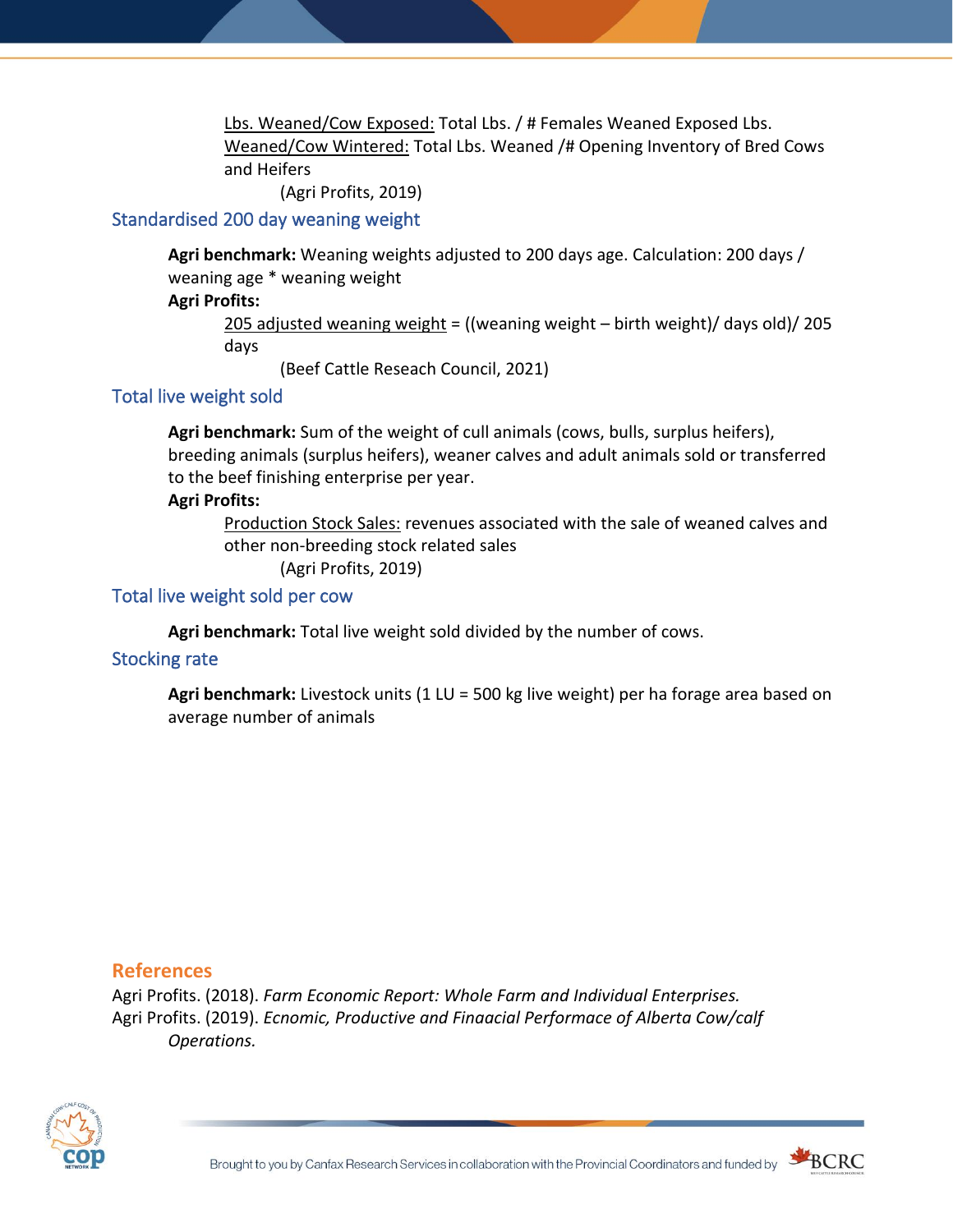Lbs. Weaned/Cow Exposed: Total Lbs. / # Females Weaned Exposed Lbs.
Weaned/Cow Wintered: Total Lbs. Weaned /# Opening Inventory of Bred Cows and Heifers

(Agri Profits, 2019)

## Standardised 200 day weaning weight

**Agri benchmark:** Weaning weights adjusted to 200 days age. Calculation: 200 days / weaning age * weaning weight

**Agri Profits:**

205 adjusted weaning weight = ((weaning weight – birth weight)/ days old)/ 205 days

(Beef Cattle Reseach Council, 2021)

## Total live weight sold

**Agri benchmark:** Sum of the weight of cull animals (cows, bulls, surplus heifers), breeding animals (surplus heifers), weaner calves and adult animals sold or transferred to the beef finishing enterprise per year.

**Agri Profits:**

Production Stock Sales: revenues associated with the sale of weaned calves and other non-breeding stock related sales

(Agri Profits, 2019)

## Total live weight sold per cow

**Agri benchmark:** Total live weight sold divided by the number of cows.

## Stocking rate

**Agri benchmark:** Livestock units (1 LU = 500 kg live weight) per ha forage area based on average number of animals

## References

Agri Profits. (2018). *Farm Economic Report: Whole Farm and Individual Enterprises.*

Agri Profits. (2019). *Ecnomic, Productive and Finaacial Performace of Alberta Cow/calf Operations.*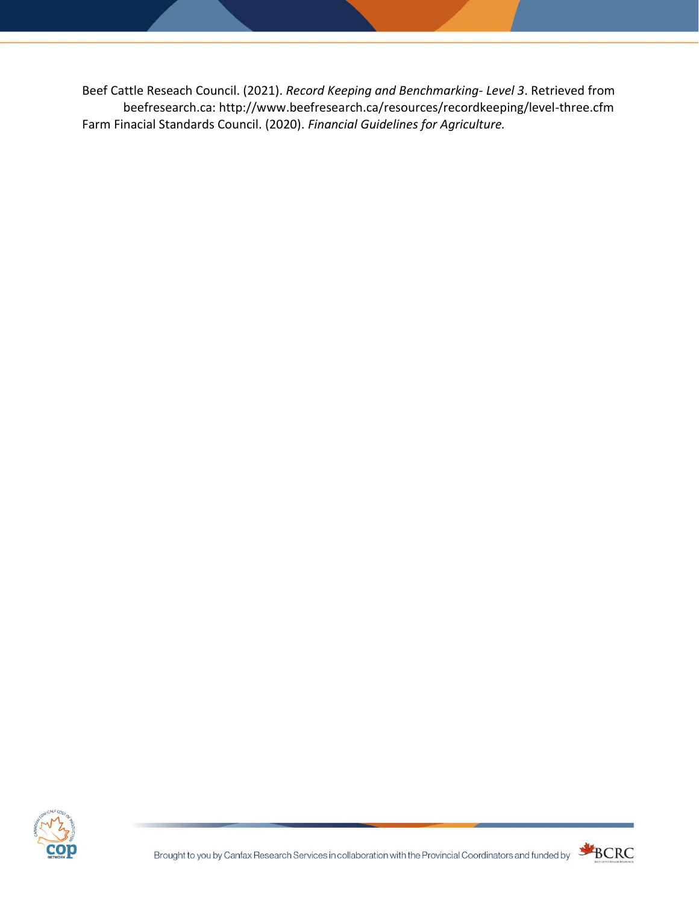Beef Cattle Reseach Council. (2021). *Record Keeping and Benchmarking- Level 3*. Retrieved from beefresearch.ca: http://www.beefresearch.ca/resources/recordkeeping/level-three.cfm

Farm Finacial Standards Council. (2020). *Financial Guidelines for Agriculture.*